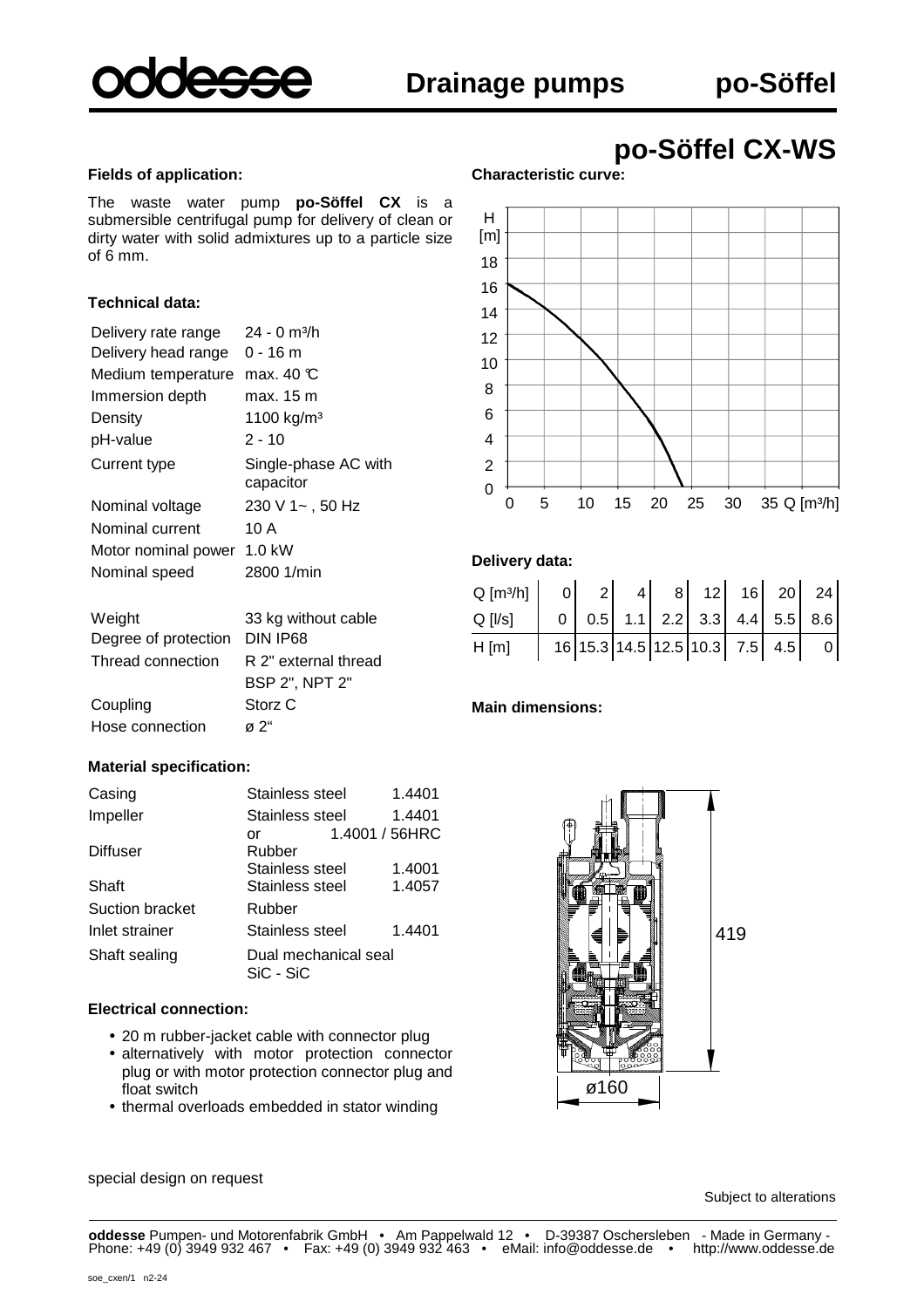# Drainage pumps po-Söffel

## po-Söffel CX-WS

### Fields of application:

The waste water pump **po-Söffel CX** is a submersible centrifugal pump for delivery of clean or dirty water with solid admixtures up to a particle size of 6 mm.

### Technical data:

| | |
|---|---|
| Delivery rate range | 24 - 0 m³/h |
| Delivery head range | 0 - 16 m |
| Medium temperature | max. 40 °C |
| Immersion depth | max. 15 m |
| Density | 1100 kg/m³ |
| pH-value | 2 - 10 |
| Current type | Single-phase AC with capacitor |
| Nominal voltage | 230 V 1~ , 50 Hz |
| Nominal current | 10 A |
| Motor nominal power | 1.0 kW |
| Nominal speed | 2800 1/min |
| Weight | 33 kg without cable |
| Degree of protection | DIN IP68 |
| Thread connection | R 2" external thread BSP 2", NPT 2" |
| Coupling | Storz C |
| Hose connection | ø 2“ |

### Material specification:

| | | |
|---|---|---|
| Casing | Stainless steel | 1.4401 |
| Impeller | Stainless steel | 1.4401 |
| | or | 1.4001 / 56HRC |
| Diffuser | Rubber | |
| | Stainless steel | 1.4001 |
| Shaft | Stainless steel | 1.4057 |
| Suction bracket | Rubber | |
| Inlet strainer | Stainless steel | 1.4401 |
| Shaft sealing | Dual mechanical seal SiC - SiC | |

### Electrical connection:

- 20 m rubber-jacket cable with connector plug
- alternatively with motor protection connector plug or with motor protection connector plug and float switch
- thermal overloads embedded in stator winding

### Characteristic curve:

### Delivery data:

| Q [m³/h] | 0 | 2 | 4 | 8 | 12 | 16 | 20 | 24 |
|---|---|---|---|---|---|---|---|---|
| Q [l/s] | 0 | 0.5 | 1.1 | 2.2 | 3.3 | 4.4 | 5.5 | 8.6 |
| H [m] | 16 | 15.3 | 14.5 | 12.5 | 10.3 | 7.5 | 4.5 | 0 |

### Main dimensions:

419

ø160

special design on request

Subject to alterations

**oddesse** Pumpen- und Motorenfabrik GmbH • Am Pappelwald 12 • D-39387 Oschersleben - Made in Germany -
Phone: +49 (0) 3949 932 467 • Fax: +49 (0) 3949 932 463 • eMail: info@oddesse.de • http://www.oddesse.de

soe_cxen/1 n2-24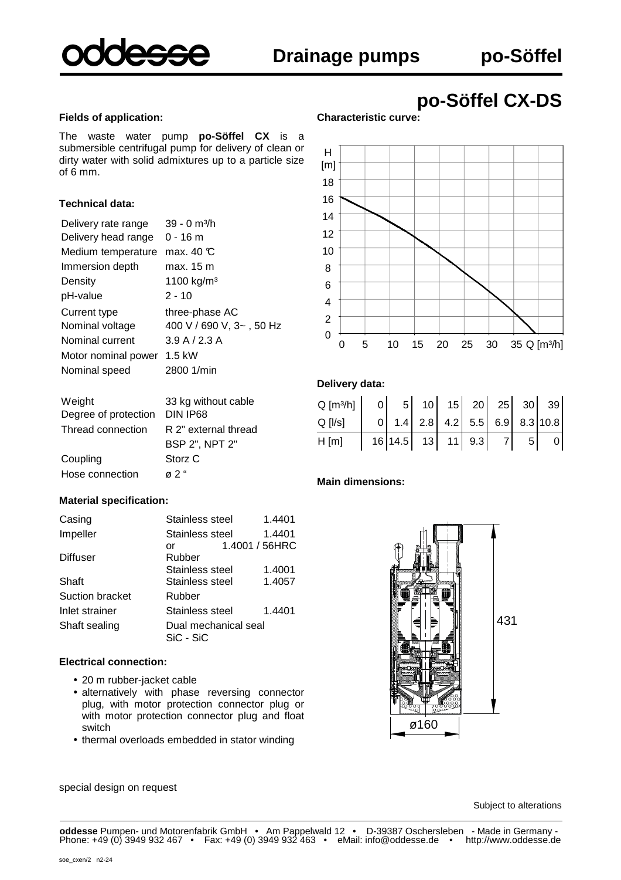# po-Söffel CX-DS

## Fields of application:

The waste water pump **po-Söffel CX** is a submersible centrifugal pump for delivery of clean or dirty water with solid admixtures up to a particle size of 6 mm.

## Technical data:

| | |
|---|---|
| Delivery rate range | 39 - 0 m³/h |
| Delivery head range | 0 - 16 m |
| Medium temperature | max. 40 °C |
| Immersion depth | max. 15 m |
| Density | 1100 kg/m³ |
| pH-value | 2 - 10 |
| Current type | three-phase AC |
| Nominal voltage | 400 V / 690 V, 3~ , 50 Hz |
| Nominal current | 3.9 A / 2.3 A |
| Motor nominal power | 1.5 kW |
| Nominal speed | 2800 1/min |
| Weight | 33 kg without cable |
| Degree of protection | DIN IP68 |
| Thread connection | R 2" external thread BSP 2", NPT 2" |
| Coupling | Storz C |
| Hose connection | ø 2 " |

## Material specification:

| | | |
|---|---|---|
| Casing | Stainless steel | 1.4401 |
| Impeller | Stainless steel | 1.4401 |
| | or | 1.4001 / 56HRC |
| Diffuser | Rubber | |
| | Stainless steel | 1.4001 |
| Shaft | Stainless steel | 1.4057 |
| Suction bracket | Rubber | |
| Inlet strainer | Stainless steel | 1.4401 |
| Shaft sealing | Dual mechanical seal SiC - SiC | |

## Electrical connection:

- 20 m rubber-jacket cable
- alternatively with phase reversing connector plug, with motor protection connector plug or with motor protection connector plug and float switch
- thermal overloads embedded in stator winding

special design on request

## Characteristic curve:

H [m]

18 16 14 12 10 8 6 4 2 0

0 5 10 15 20 25 30 35 Q [m³/h]

## Delivery data:

| Q [m³/h] | 0 | 5 | 10 | 15 | 20 | 25 | 30 | 39 |
|---|---|---|---|---|---|---|---|---|
| Q [l/s] | 0 | 1.4 | 2.8 | 4.2 | 5.5 | 6.9 | 8.3 | 10.8 |
| H [m] | 16 | 14.5 | 13 | 11 | 9.3 | 7 | 5 | 0 |

## Main dimensions:

431

ø160

Subject to alterations

**oddesse** Pumpen- und Motorenfabrik GmbH • Am Pappelwald 12 • D-39387 Oschersleben - Made in Germany -
Phone: +49 (0) 3949 932 467 • Fax: +49 (0) 3949 932 463 • eMail: info@oddesse.de • http://www.oddesse.de

soe_cxen/2 n2-24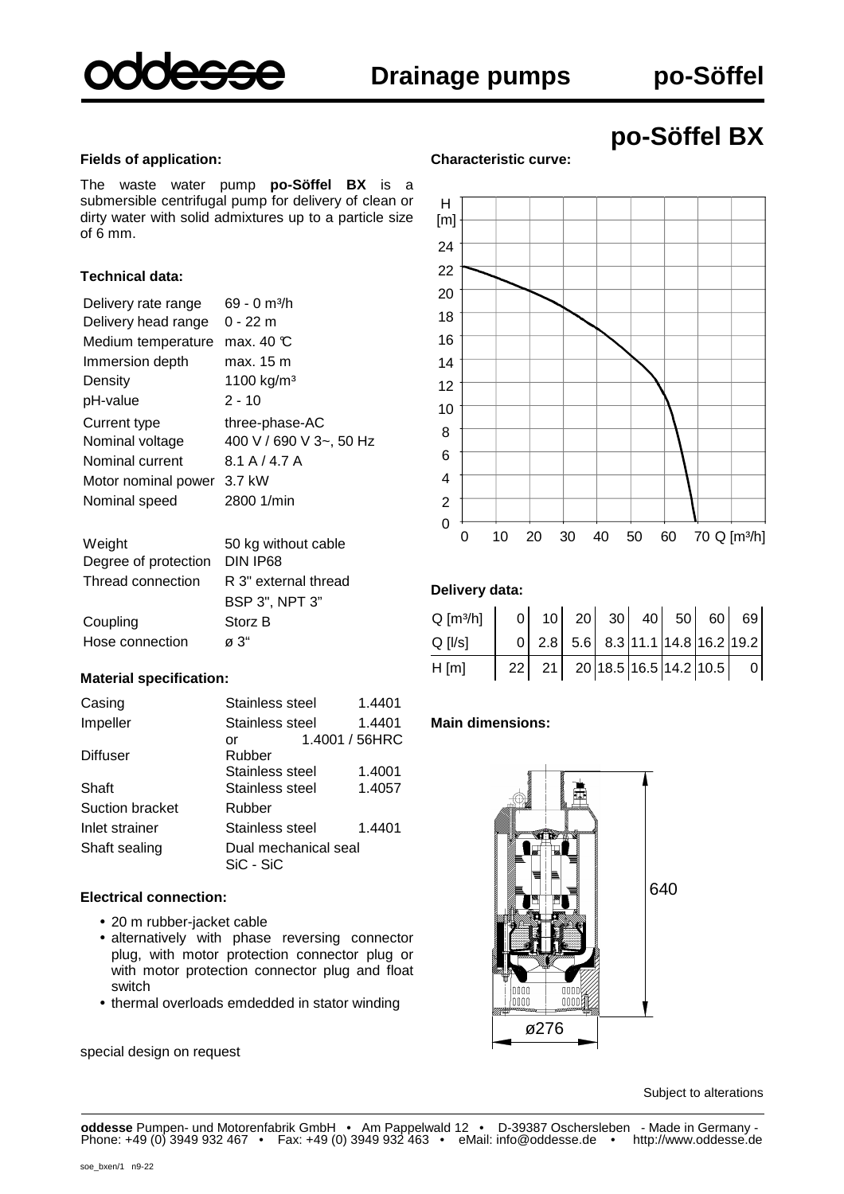# Drainage pumps po-Söffel

## po-Söffel BX

### Fields of application:

The waste water pump **po-Söffel BX** is a submersible centrifugal pump for delivery of clean or dirty water with solid admixtures up to a particle size of 6 mm.

### Technical data:

| | |
|---|---|
| Delivery rate range | 69 - 0 m³/h |
| Delivery head range | 0 - 22 m |
| Medium temperature | max. 40 °C |
| Immersion depth | max. 15 m |
| Density | 1100 kg/m³ |
| pH-value | 2 - 10 |
| Current type | three-phase-AC |
| Nominal voltage | 400 V / 690 V 3~, 50 Hz |
| Nominal current | 8.1 A / 4.7 A |
| Motor nominal power | 3.7 kW |
| Nominal speed | 2800 1/min |
| Weight | 50 kg without cable |
| Degree of protection | DIN IP68 |
| Thread connection | R 3" external thread BSP 3", NPT 3" |
| Coupling | Storz B |
| Hose connection | ø 3" |

### Material specification:

| | | |
|---|---|---|
| Casing | Stainless steel | 1.4401 |
| Impeller | Stainless steel | 1.4401 |
| | or | 1.4001 / 56HRC |
| Diffuser | Rubber | |
| | Stainless steel | 1.4001 |
| Shaft | Stainless steel | 1.4057 |
| Suction bracket | Rubber | |
| Inlet strainer | Stainless steel | 1.4401 |
| Shaft sealing | Dual mechanical seal SiC - SiC | |

### Electrical connection:

- 20 m rubber-jacket cable
- alternatively with phase reversing connector plug, with motor protection connector plug or with motor protection connector plug and float switch
- thermal overloads emdedded in stator winding

special design on request

### Characteristic curve:

H [m]
24
22
20
18
16
14
12
10
8
6
4
2
0
0 10 20 30 40 50 60 70 Q [m³/h]

### Delivery data:

| Q [m³/h] | 0 | 10 | 20 | 30 | 40 | 50 | 60 | 69 |
|---|---|---|---|---|---|---|---|---|
| Q [l/s] | 0 | 2.8 | 5.6 | 8.3 | 11.1 | 14.8 | 16.2 | 19.2 |
| H [m] | 22 | 21 | 20 | 18.5 | 16.5 | 14.2 | 10.5 | 0 |

### Main dimensions:

640

ø276

Subject to alterations

**oddesse** Pumpen- und Motorenfabrik GmbH • Am Pappelwald 12 • D-39387 Oschersleben - Made in Germany -
Phone: +49 (0) 3949 932 467 • Fax: +49 (0) 3949 932 463 • eMail: info@oddesse.de • http://www.oddesse.de

soe_bxen/1 n9-22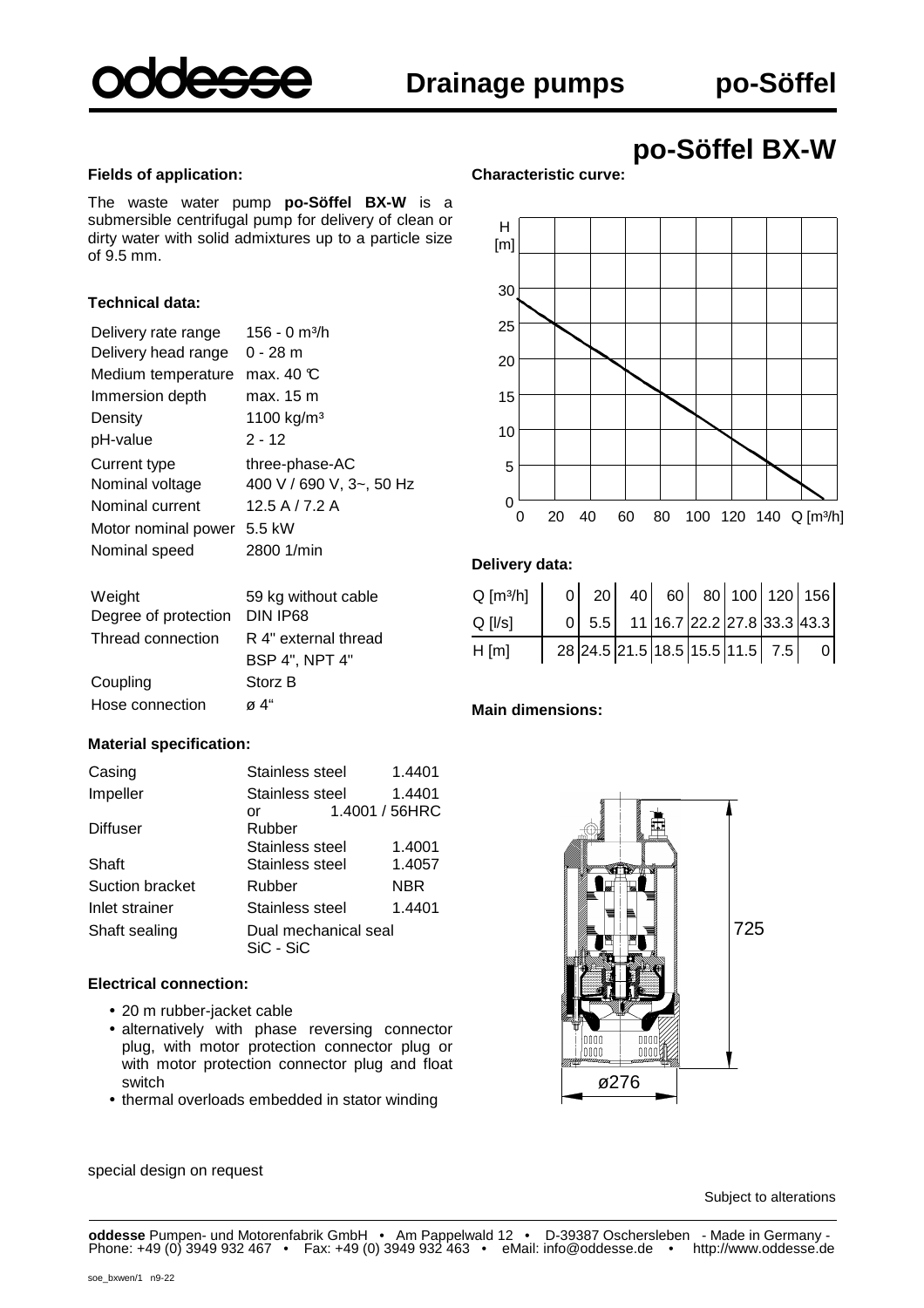# Drainage pumps po-Söffel

## po-Söffel BX-W

### Fields of application:

The waste water pump **po-Söffel BX-W** is a submersible centrifugal pump for delivery of clean or dirty water with solid admixtures up to a particle size of 9.5 mm.

### Technical data:

| | |
|---|---|
| Delivery rate range | 156 - 0 m³/h |
| Delivery head range | 0 - 28 m |
| Medium temperature | max. 40 ℃ |
| Immersion depth | max. 15 m |
| Density | 1100 kg/m³ |
| pH-value | 2 - 12 |
| Current type | three-phase-AC |
| Nominal voltage | 400 V / 690 V, 3~, 50 Hz |
| Nominal current | 12.5 A / 7.2 A |
| Motor nominal power | 5.5 kW |
| Nominal speed | 2800 1/min |
| Weight | 59 kg without cable |
| Degree of protection | DIN IP68 |
| Thread connection | R 4" external thread BSP 4", NPT 4" |
| Coupling | Storz B |
| Hose connection | ø 4" |

### Material specification:

| | | |
|---|---|---|
| Casing | Stainless steel | 1.4401 |
| Impeller | Stainless steel or | 1.4401 / 1.4001 / 56HRC |
| Diffuser | Rubber Stainless steel | 1.4001 |
| Shaft | Stainless steel | 1.4057 |
| Suction bracket | Rubber | NBR |
| Inlet strainer | Stainless steel | 1.4401 |
| Shaft sealing | Dual mechanical seal SiC - SiC | |

### Electrical connection:

- 20 m rubber-jacket cable
- alternatively with phase reversing connector plug, with motor protection connector plug or with motor protection connector plug and float switch
- thermal overloads embedded in stator winding

### Characteristic curve:

H [m]

0 5 10 15 20 25 30

0 20 40 60 80 100 120 140 Q [m³/h]

### Delivery data:

| Q [m³/h] | 0 | 20 | 40 | 60 | 80 | 100 | 120 | 156 |
|---|---|---|---|---|---|---|---|---|
| Q [l/s] | 0 | 5.5 | 11 | 16.7 | 22.2 | 27.8 | 33.3 | 43.3 |
| H [m] | 28 | 24.5 | 21.5 | 18.5 | 15.5 | 11.5 | 7.5 | 0 |

### Main dimensions:

725

ø276

special design on request

Subject to alterations

**oddesse** Pumpen- und Motorenfabrik GmbH • Am Pappelwald 12 • D-39387 Oschersleben - Made in Germany -
Phone: +49 (0) 3949 932 467 • Fax: +49 (0) 3949 932 463 • eMail: info@oddesse.de • http://www.oddesse.de

soe_bxwen/1 n9-22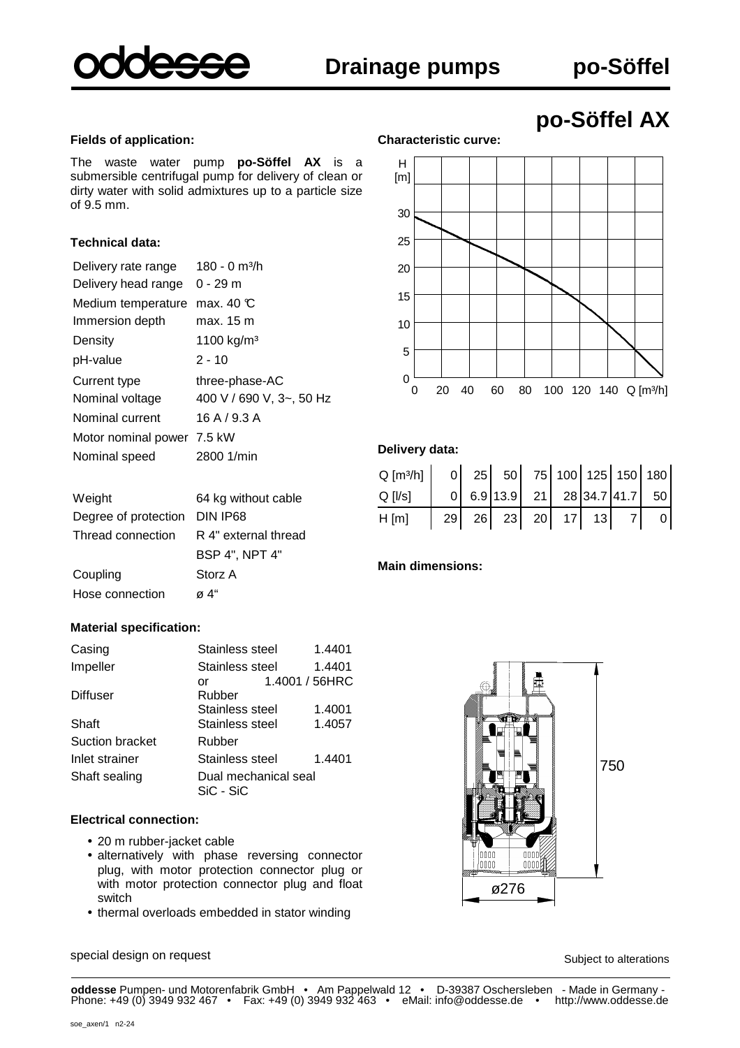# oddesse — Drainage pumps — po-Söffel

## po-Söffel AX

### Fields of application:

The waste water pump **po-Söffel AX** is a submersible centrifugal pump for delivery of clean or dirty water with solid admixtures up to a particle size of 9.5 mm.

### Technical data:

| | |
|---|---|
| Delivery rate range | 180 - 0 m³/h |
| Delivery head range | 0 - 29 m |
| Medium temperature | max. 40 °C |
| Immersion depth | max. 15 m |
| Density | 1100 kg/m³ |
| pH-value | 2 - 10 |
| Current type | three-phase-AC |
| Nominal voltage | 400 V / 690 V, 3~, 50 Hz |
| Nominal current | 16 A / 9.3 A |
| Motor nominal power | 7.5 kW |
| Nominal speed | 2800 1/min |

| | |
|---|---|
| Weight | 64 kg without cable |
| Degree of protection | DIN IP68 |
| Thread connection | R 4" external thread |
| | BSP 4", NPT 4" |
| Coupling | Storz A |
| Hose connection | ø 4" |

### Material specification:

| | | |
|---|---|---|
| Casing | Stainless steel | 1.4401 |
| Impeller | Stainless steel | 1.4401 |
| | or | 1.4001 / 56HRC |
| Diffuser | Rubber | |
| | Stainless steel | 1.4001 |
| Shaft | Stainless steel | 1.4057 |
| Suction bracket | Rubber | |
| Inlet strainer | Stainless steel | 1.4401 |
| Shaft sealing | Dual mechanical seal SiC - SiC | |

### Electrical connection:

- 20 m rubber-jacket cable
- alternatively with phase reversing connector plug, with motor protection connector plug or with motor protection connector plug and float switch
- thermal overloads embedded in stator winding

### Characteristic curve:

H [m]

30
25
20
15
10
5
0

0 20 40 60 80 100 120 140 Q [m³/h]

### Delivery data:

| Q [m³/h] | 0 | 25 | 50 | 75 | 100 | 125 | 150 | 180 |
|---|---|---|---|---|---|---|---|---|
| Q [l/s] | 0 | 6.9 | 13.9 | 21 | 28 | 34.7 | 41.7 | 50 |
| H [m] | 29 | 26 | 23 | 20 | 17 | 13 | 7 | 0 |

### Main dimensions:

750

ø276

special design on request

Subject to alterations

**oddesse** Pumpen- und Motorenfabrik GmbH • Am Pappelwald 12 • D-39387 Oschersleben - Made in Germany -
Phone: +49 (0) 3949 932 467 • Fax: +49 (0) 3949 932 463 • eMail: info@oddesse.de • http://www.oddesse.de

soe_axen/1 n2-24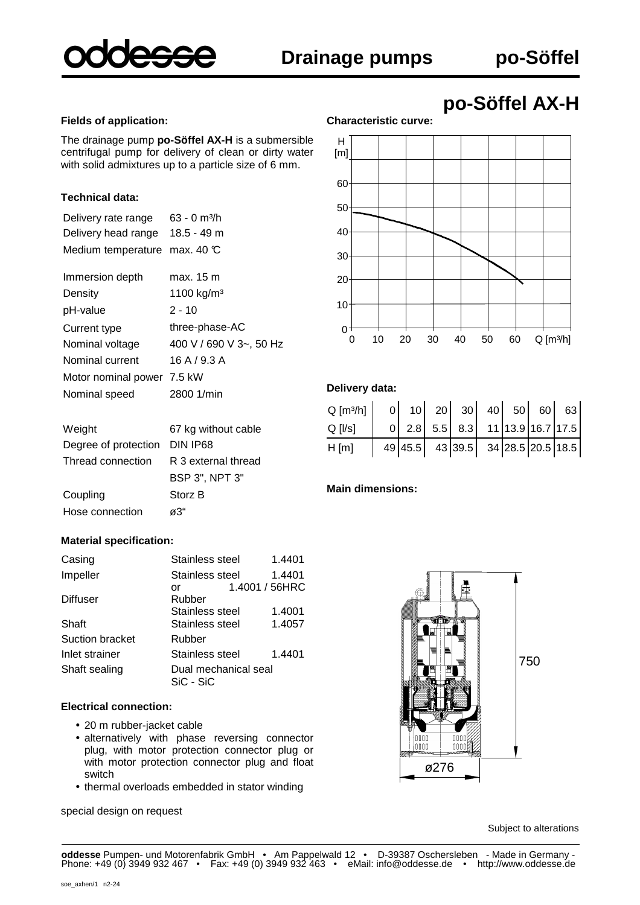# po-Söffel AX-H

## Fields of application:

The drainage pump **po-Söffel AX-H** is a submersible centrifugal pump for delivery of clean or dirty water with solid admixtures up to a particle size of 6 mm.

## Technical data:

| | |
|---|---|
| Delivery rate range | 63 - 0 m³/h |
| Delivery head range | 18.5 - 49 m |
| Medium temperature | max. 40 °C |
| Immersion depth | max. 15 m |
| Density | 1100 kg/m³ |
| pH-value | 2 - 10 |
| Current type | three-phase-AC |
| Nominal voltage | 400 V / 690 V 3~, 50 Hz |
| Nominal current | 16 A / 9.3 A |
| Motor nominal power | 7.5 kW |
| Nominal speed | 2800 1/min |
| Weight | 67 kg without cable |
| Degree of protection | DIN IP68 |
| Thread connection | R 3 external thread<br>BSP 3", NPT 3" |
| Coupling | Storz B |
| Hose connection | ø3" |

## Material specification:

| | | |
|---|---|---|
| Casing | Stainless steel | 1.4401 |
| Impeller | Stainless steel<br>or | 1.4401<br>1.4001 / 56HRC |
| Diffuser | Rubber<br>Stainless steel | <br>1.4001 |
| Shaft | Stainless steel | 1.4057 |
| Suction bracket | Rubber | |
| Inlet strainer | Stainless steel | 1.4401 |
| Shaft sealing | Dual mechanical seal<br>SiC - SiC | |

## Electrical connection:

- 20 m rubber-jacket cable
- alternatively with phase reversing connector plug, with motor protection connector plug or with motor protection connector plug and float switch
- thermal overloads embedded in stator winding

special design on request

## Characteristic curve:

## Delivery data:

| Q [m³/h] | 0 | 10 | 20 | 30 | 40 | 50 | 60 | 63 |
|---|---|---|---|---|---|---|---|---|
| Q [l/s] | 0 | 2.8 | 5.5 | 8.3 | 11 | 13.9 | 16.7 | 17.5 |
| H [m] | 49 | 45.5 | 43 | 39.5 | 34 | 28.5 | 20.5 | 18.5 |

## Main dimensions:

750

ø276

Subject to alterations

**oddesse** Pumpen- und Motorenfabrik GmbH • Am Pappelwald 12 • D-39387 Oschersleben - Made in Germany -
Phone: +49 (0) 3949 932 467 • Fax: +49 (0) 3949 932 463 • eMail: info@oddesse.de • http://www.oddesse.de

soe_axhen/1 n2-24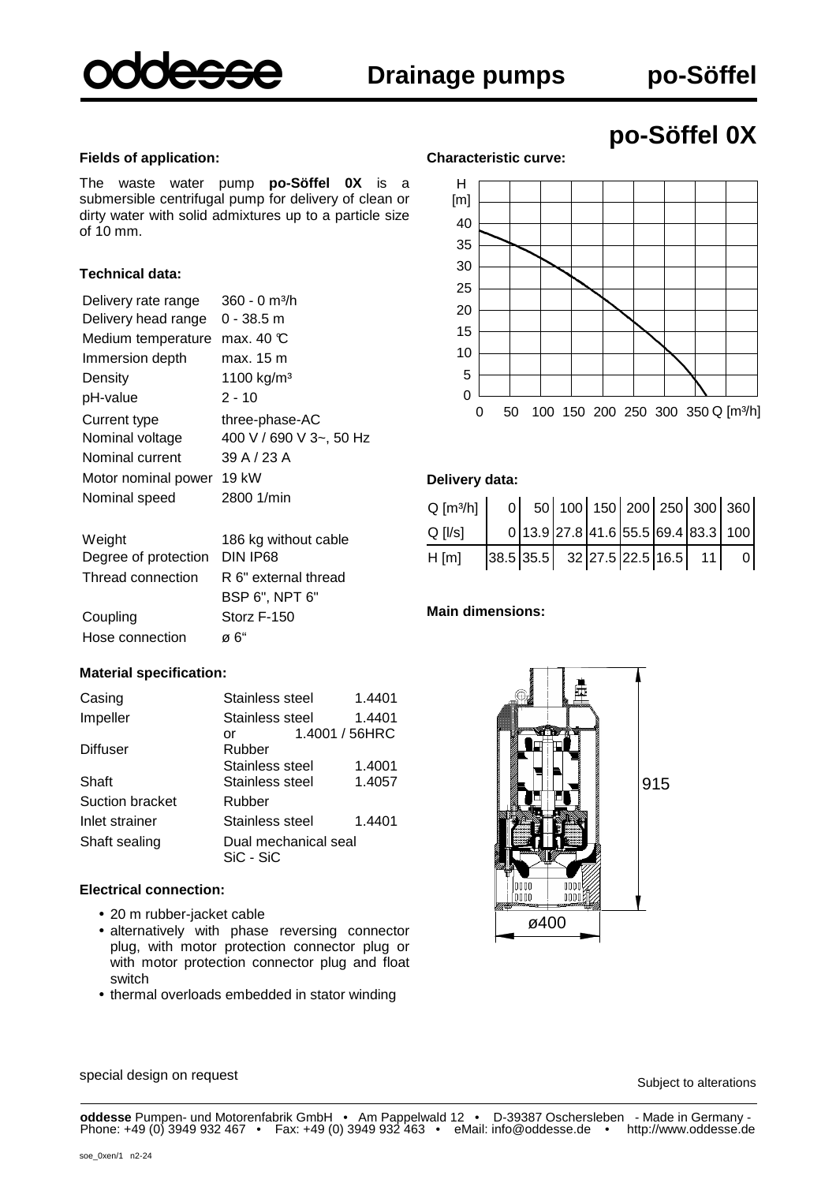# po-Söffel 0X

### Fields of application:

The waste water pump **po-Söffel 0X** is a submersible centrifugal pump for delivery of clean or dirty water with solid admixtures up to a particle size of 10 mm.

### Technical data:

| | |
|---|---|
| Delivery rate range | 360 - 0 m³/h |
| Delivery head range | 0 - 38.5 m |
| Medium temperature | max. 40 °C |
| Immersion depth | max. 15 m |
| Density | 1100 kg/m³ |
| pH-value | 2 - 10 |
| Current type | three-phase-AC |
| Nominal voltage | 400 V / 690 V 3~, 50 Hz |
| Nominal current | 39 A / 23 A |
| Motor nominal power | 19 kW |
| Nominal speed | 2800 1/min |
| Weight | 186 kg without cable |
| Degree of protection | DIN IP68 |
| Thread connection | R 6" external thread BSP 6", NPT 6" |
| Coupling | Storz F-150 |
| Hose connection | ø 6" |

### Material specification:

| | | |
|---|---|---|
| Casing | Stainless steel | 1.4401 |
| Impeller | Stainless steel or 1.4001 / 56HRC | 1.4401 |
| Diffuser | Rubber Stainless steel | 1.4001 |
| Shaft | Stainless steel | 1.4057 |
| Suction bracket | Rubber | |
| Inlet strainer | Stainless steel | 1.4401 |
| Shaft sealing | Dual mechanical seal SiC - SiC | |

### Electrical connection:

- 20 m rubber-jacket cable
- alternatively with phase reversing connector plug, with motor protection connector plug or with motor protection connector plug and float switch
- thermal overloads embedded in stator winding

### Characteristic curve:

H [m]

40
35
30
25
20
15
10
5
0

0 50 100 150 200 250 300 350 Q [m³/h]

### Delivery data:

| Q [m³/h] | 0 | 50 | 100 | 150 | 200 | 250 | 300 | 360 |
|---|---|---|---|---|---|---|---|---|
| Q [l/s] | 0 | 13.9 | 27.8 | 41.6 | 55.5 | 69.4 | 83.3 | 100 |
| H [m] | 38.5 | 35.5 | 32 | 27.5 | 22.5 | 16.5 | 11 | 0 |

### Main dimensions:

915

ø400

special design on request

Subject to alterations

**oddesse** Pumpen- und Motorenfabrik GmbH • Am Pappelwald 12 • D-39387 Oschersleben - Made in Germany -
Phone: +49 (0) 3949 932 467 • Fax: +49 (0) 3949 932 463 • eMail: info@oddesse.de • http://www.oddesse.de

soe_0xen/1 n2-24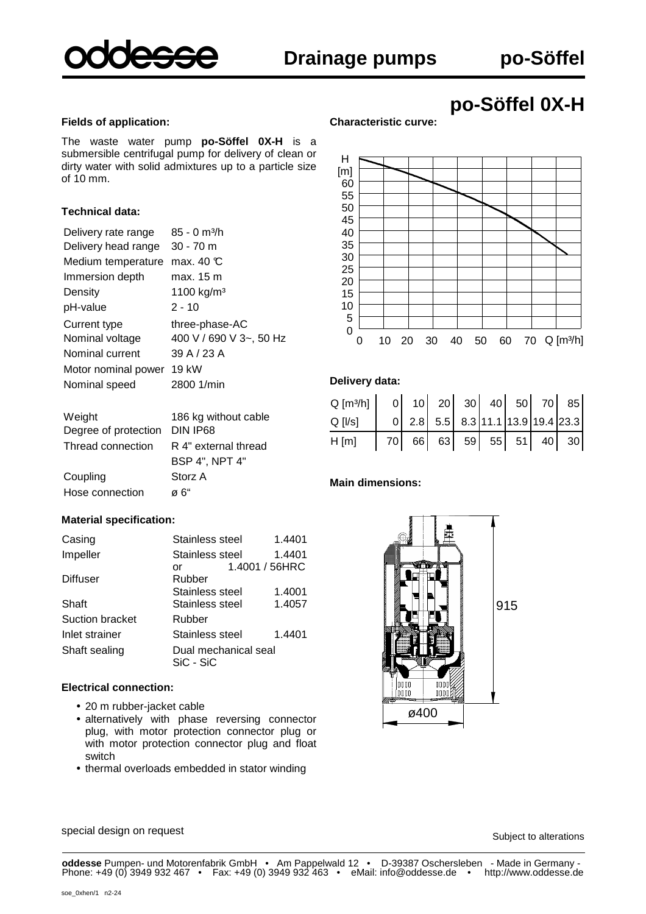# po-Söffel 0X-H

## Fields of application:

The waste water pump **po-Söffel 0X-H** is a submersible centrifugal pump for delivery of clean or dirty water with solid admixtures up to a particle size of 10 mm.

## Technical data:

| | |
|---|---|
| Delivery rate range | 85 - 0 m³/h |
| Delivery head range | 30 - 70 m |
| Medium temperature | max. 40 °C |
| Immersion depth | max. 15 m |
| Density | 1100 kg/m³ |
| pH-value | 2 - 10 |
| Current type | three-phase-AC |
| Nominal voltage | 400 V / 690 V 3~, 50 Hz |
| Nominal current | 39 A / 23 A |
| Motor nominal power | 19 kW |
| Nominal speed | 2800 1/min |
| Weight | 186 kg without cable |
| Degree of protection | DIN IP68 |
| Thread connection | R 4" external thread BSP 4", NPT 4" |
| Coupling | Storz A |
| Hose connection | ø 6" |

## Material specification:

| | | |
|---|---|---|
| Casing | Stainless steel | 1.4401 |
| Impeller | Stainless steel or 1.4001 / 56HRC | 1.4401 |
| Diffuser | Rubber Stainless steel | 1.4001 |
| Shaft | Stainless steel | 1.4057 |
| Suction bracket | Rubber | |
| Inlet strainer | Stainless steel | 1.4401 |
| Shaft sealing | Dual mechanical seal SiC - SiC | |

## Electrical connection:

- 20 m rubber-jacket cable
- alternatively with phase reversing connector plug, with motor protection connector plug or with motor protection connector plug and float switch
- thermal overloads embedded in stator winding

## Characteristic curve:

H [m]
0 5 10 15 20 25 30 35 40 45 50 55 60
0 10 20 30 40 50 60 70 Q [m³/h]

## Delivery data:

| Q [m³/h] | 0 | 10 | 20 | 30 | 40 | 50 | 70 | 85 |
|---|---|---|---|---|---|---|---|---|
| Q [l/s] | 0 | 2.8 | 5.5 | 8.3 | 11.1 | 13.9 | 19.4 | 23.3 |
| H [m] | 70 | 66 | 63 | 59 | 55 | 51 | 40 | 30 |

## Main dimensions:

915
ø400

special design on request

Subject to alterations

**oddesse** Pumpen- und Motorenfabrik GmbH • Am Pappelwald 12 • D-39387 Oschersleben - Made in Germany -
Phone: +49 (0) 3949 932 467 • Fax: +49 (0) 3949 932 463 • eMail: info@oddesse.de • http://www.oddesse.de

soe_0xhen/1 n2-24